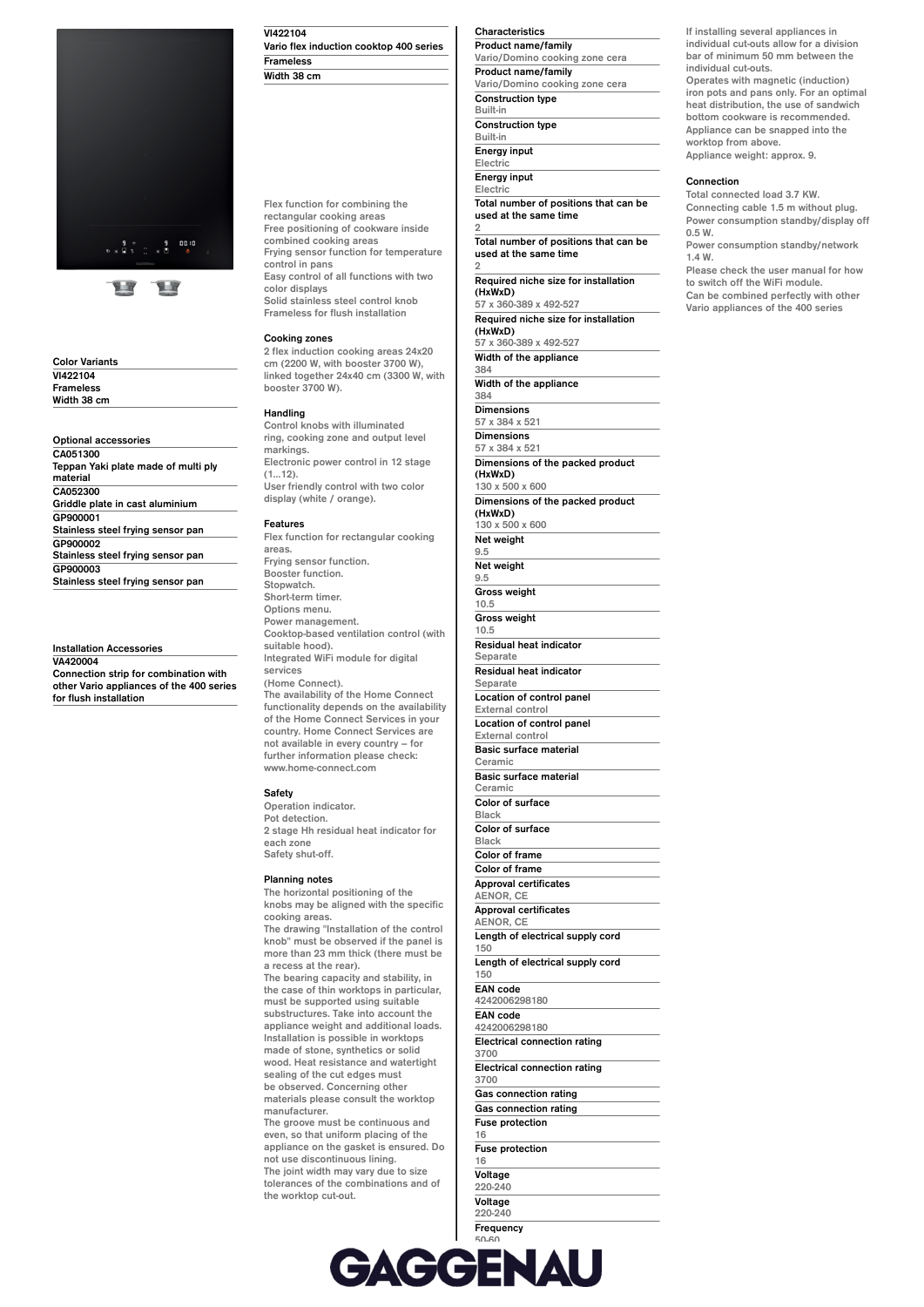VI422104
Vario flex induction cooktop 400 series
Frameless
Width 38 cm

Color Variants
VI422104
Frameless
Width 38 cm

Optional accessories
CA051300
Teppan Yaki plate made of multi ply material
CA052300
Griddle plate in cast aluminium
GP900001
Stainless steel frying sensor pan
GP900002
Stainless steel frying sensor pan
GP900003
Stainless steel frying sensor pan

Installation Accessories
VA420004
Connection strip for combination with other Vario appliances of the 400 series for flush installation

Flex function for combining the rectangular cooking areas
Free positioning of cookware inside combined cooking areas
Frying sensor function for temperature control in pans
Easy control of all functions with two color displays
Solid stainless steel control knob
Frameless for flush installation

### Cooking zones

2 flex induction cooking areas 24x20 cm (2200 W, with booster 3700 W), linked together 24x40 cm (3300 W, with booster 3700 W).

### Handling

Control knobs with illuminated ring, cooking zone and output level markings.
Electronic power control in 12 stage (1...12).
User friendly control with two color display (white / orange).

### Features

Flex function for rectangular cooking areas.
Frying sensor function.
Booster function.
Stopwatch.
Short-term timer.
Options menu.
Power management.
Cooktop-based ventilation control (with suitable hood).
Integrated WiFi module for digital services
(Home Connect).
The availability of the Home Connect functionality depends on the availability of the Home Connect Services in your country. Home Connect Services are not available in every country – for further information please check: www.home-connect.com

### Safety

Operation indicator.
Pot detection.
2 stage Hh residual heat indicator for each zone
Safety shut-off.

### Planning notes

The horizontal positioning of the knobs may be aligned with the specific cooking areas.
The drawing "Installation of the control knob" must be observed if the panel is more than 23 mm thick (there must be a recess at the rear).
The bearing capacity and stability, in the case of thin worktops in particular, must be supported using suitable substructures. Take into account the appliance weight and additional loads. Installation is possible in worktops made of stone, synthetics or solid wood. Heat resistance and watertight sealing of the cut edges must be observed. Concerning other materials please consult the worktop manufacturer.
The groove must be continuous and even, so that uniform placing of the appliance on the gasket is ensured. Do not use discontinuous lining.
The joint width may vary due to size tolerances of the combinations and of the worktop cut-out.

### Characteristics

Product name/family
Vario/Domino cooking zone cera
Product name/family
Vario/Domino cooking zone cera
Construction type
Built-in
Construction type
Built-in
Energy input
Electric
Energy input
Electric
Total number of positions that can be used at the same time
2
Total number of positions that can be used at the same time
2
Required niche size for installation (HxWxD)
57 x 360-389 x 492-527
Required niche size for installation (HxWxD)
57 x 360-389 x 492-527
Width of the appliance
384
Width of the appliance
384
Dimensions
57 x 384 x 521
Dimensions
57 x 384 x 521
Dimensions of the packed product (HxWxD)
130 x 500 x 600
Dimensions of the packed product (HxWxD)
130 x 500 x 600
Net weight
9.5
Net weight
9.5
Gross weight
10.5
Gross weight
10.5
Residual heat indicator
Separate
Residual heat indicator
Separate
Location of control panel
External control
Location of control panel
External control
Basic surface material
Ceramic
Basic surface material
Ceramic
Color of surface
Black
Color of surface
Black
Color of frame
Color of frame
Approval certificates
AENOR, CE
Approval certificates
AENOR, CE
Length of electrical supply cord
150
Length of electrical supply cord
150
EAN code
4242006298180
EAN code
4242006298180
Electrical connection rating
3700
Electrical connection rating
3700
Gas connection rating
Gas connection rating
Fuse protection
16
Fuse protection
16
Voltage
220-240
Voltage
220-240
Frequency
50-60

If installing several appliances in individual cut-outs allow for a division bar of minimum 50 mm between the individual cut-outs.
Operates with magnetic (induction) iron pots and pans only. For an optimal heat distribution, the use of sandwich bottom cookware is recommended.
Appliance can be snapped into the worktop from above.
Appliance weight: approx. 9.

### Connection

Total connected load 3.7 KW.
Connecting cable 1.5 m without plug.
Power consumption standby/display off 0.5 W.
Power consumption standby/network 1.4 W.
Please check the user manual for how to switch off the WiFi module.
Can be combined perfectly with other Vario appliances of the 400 series

GAGGENAU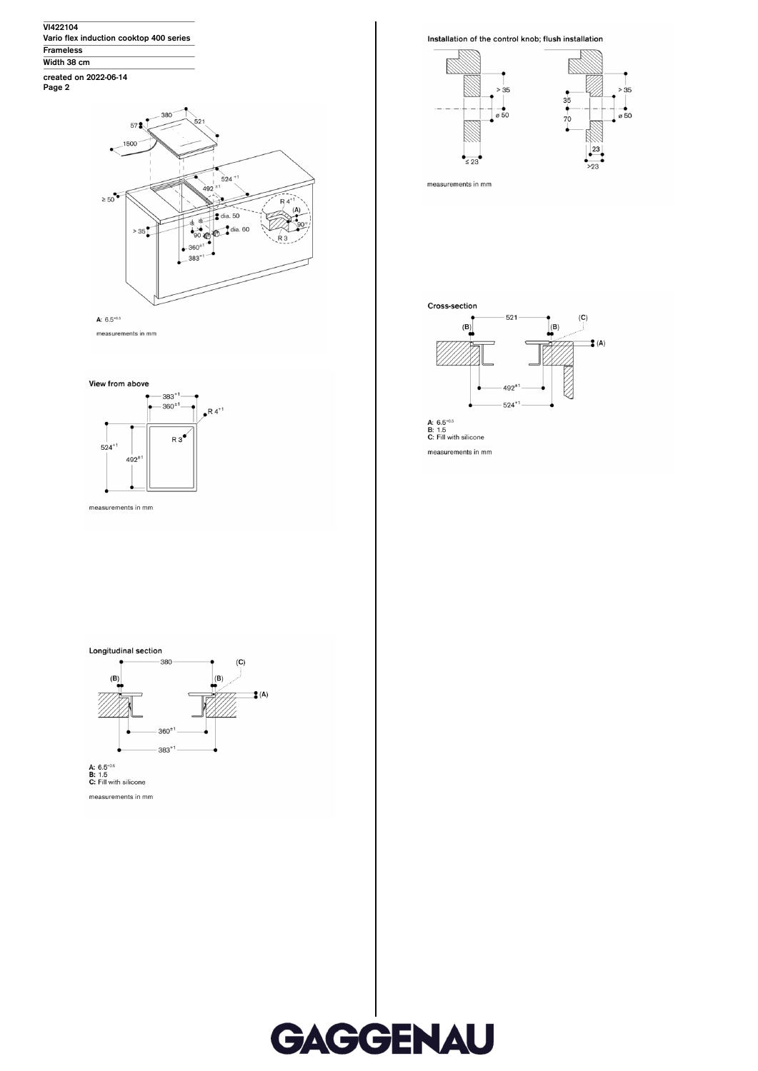VI422104
Vario flex induction cooktop 400 series
Frameless
Width 38 cm

created on 2022-06-14
Page 2

380
57
521
1500
524 $^{+1}$
492 $^{\pm1}$
≥ 50
R 4 $^{+1}$
(A)
90°
R 3
dia. 50
dia. 60
> 35
90
70
360 $^{\pm1}$
383 $^{+1}$

**A**: 6.5 $^{+0.5}$

measurements in mm

## View from above

383 $^{+1}$
360 $^{\pm1}$
R 4 $^{+1}$
R 3
524 $^{+1}$
492 $^{\pm1}$

measurements in mm

## Longitudinal section

380
(C)
(B)
(B)
(A)
360 $^{\pm1}$
383 $^{+1}$

**A**: 6.5 $^{+0.5}$
**B**: 1.5
**C**: Fill with silicone

measurements in mm

## Installation of the control knob; flush installation

> 35
ø 50
≤ 23
> 35
35
70
ø 50
23
>23

measurements in mm

## Cross-section

521
(B)
(B)
(C)
(A)
492 $^{\pm1}$
524 $^{+1}$

**A**: 6.5 $^{+0.5}$
**B**: 1.5
**C**: Fill with silicone

measurements in mm

GAGGENAU